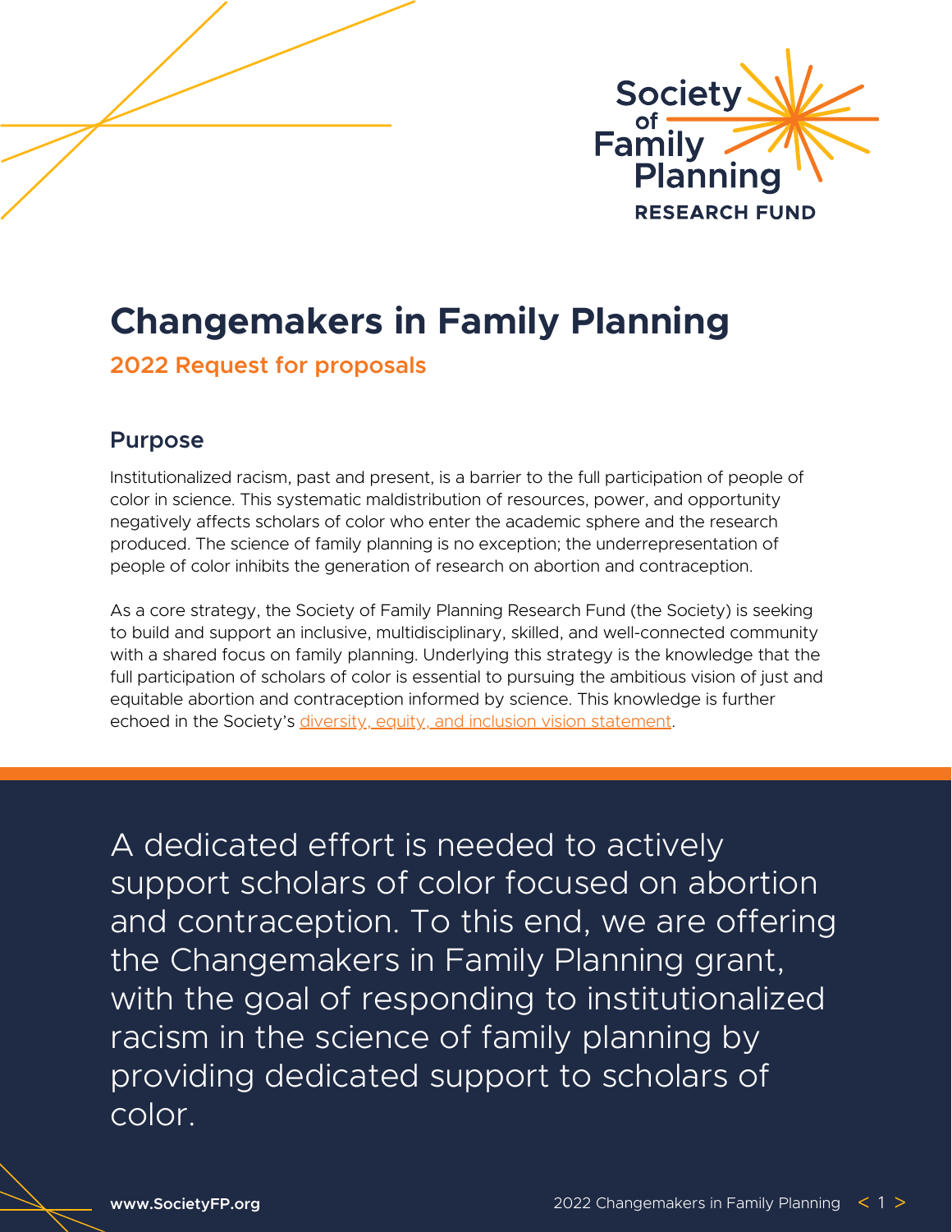Society of Family Planning

RESEARCH FUND

# Changemakers in Family Planning

## 2022 Request for proposals

### Purpose

Institutionalized racism, past and present, is a barrier to the full participation of people of color in science. This systematic maldistribution of resources, power, and opportunity negatively affects scholars of color who enter the academic sphere and the research produced. The science of family planning is no exception; the underrepresentation of people of color inhibits the generation of research on abortion and contraception.

As a core strategy, the Society of Family Planning Research Fund (the Society) is seeking to build and support an inclusive, multidisciplinary, skilled, and well-connected community with a shared focus on family planning. Underlying this strategy is the knowledge that the full participation of scholars of color is essential to pursuing the ambitious vision of just and equitable abortion and contraception informed by science. This knowledge is further echoed in the Society's diversity, equity, and inclusion vision statement.

A dedicated effort is needed to actively support scholars of color focused on abortion and contraception. To this end, we are offering the Changemakers in Family Planning grant, with the goal of responding to institutionalized racism in the science of family planning by providing dedicated support to scholars of color.

www.SocietyFP.org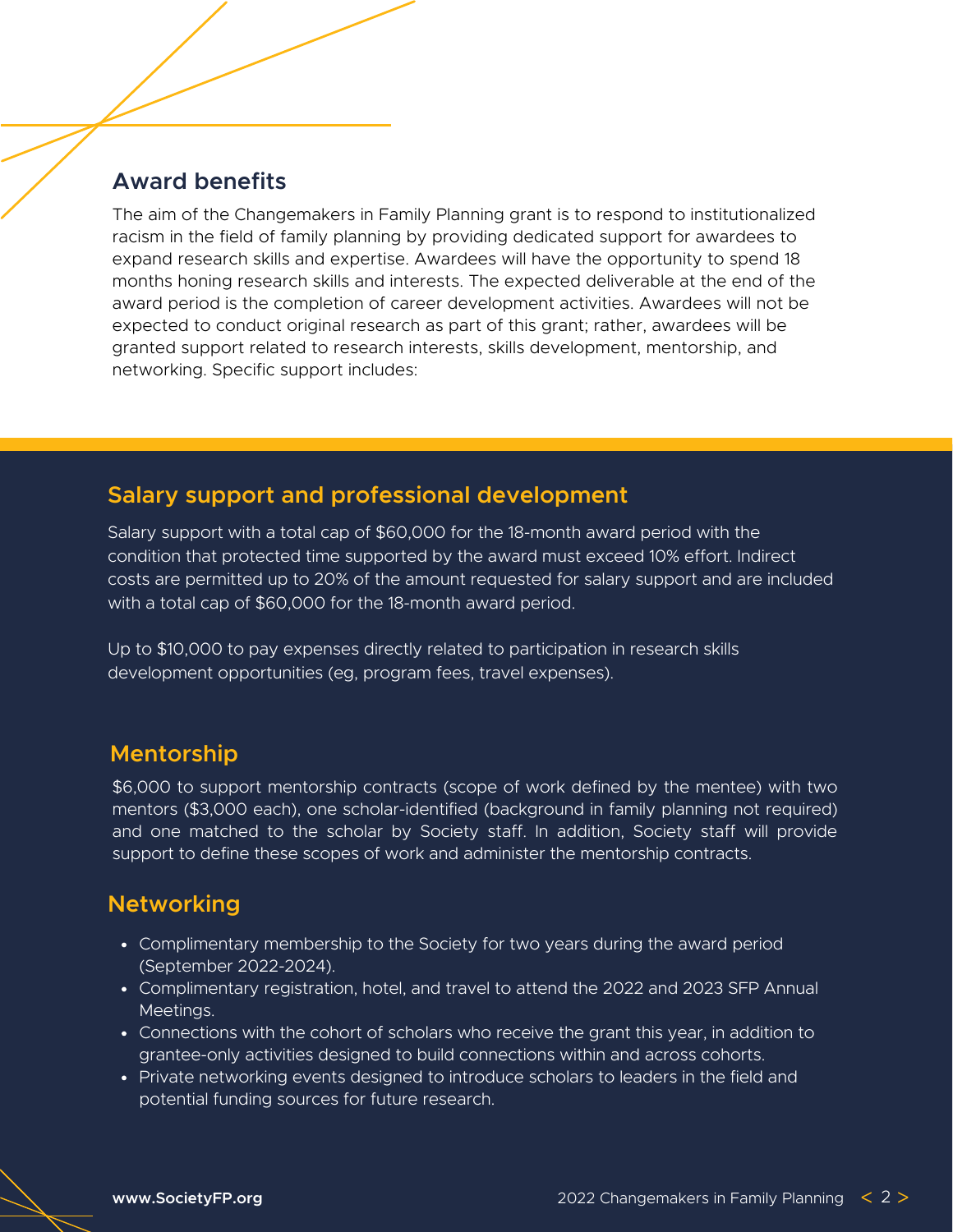## Award benefits

The aim of the Changemakers in Family Planning grant is to respond to institutionalized racism in the field of family planning by providing dedicated support for awardees to expand research skills and expertise. Awardees will have the opportunity to spend 18 months honing research skills and interests. The expected deliverable at the end of the award period is the completion of career development activities. Awardees will not be expected to conduct original research as part of this grant; rather, awardees will be granted support related to research interests, skills development, mentorship, and networking. Specific support includes:

### Salary support and professional development

Salary support with a total cap of $60,000 for the 18-month award period with the condition that protected time supported by the award must exceed 10% effort. Indirect costs are permitted up to 20% of the amount requested for salary support and are included with a total cap of $60,000 for the 18-month award period.

Up to $10,000 to pay expenses directly related to participation in research skills development opportunities (eg, program fees, travel expenses).

### Mentorship

$6,000 to support mentorship contracts (scope of work defined by the mentee) with two mentors ($3,000 each), one scholar-identified (background in family planning not required) and one matched to the scholar by Society staff. In addition, Society staff will provide support to define these scopes of work and administer the mentorship contracts.

### Networking

- Complimentary membership to the Society for two years during the award period (September 2022-2024).
- Complimentary registration, hotel, and travel to attend the 2022 and 2023 SFP Annual Meetings.
- Connections with the cohort of scholars who receive the grant this year, in addition to grantee-only activities designed to build connections within and across cohorts.
- Private networking events designed to introduce scholars to leaders in the field and potential funding sources for future research.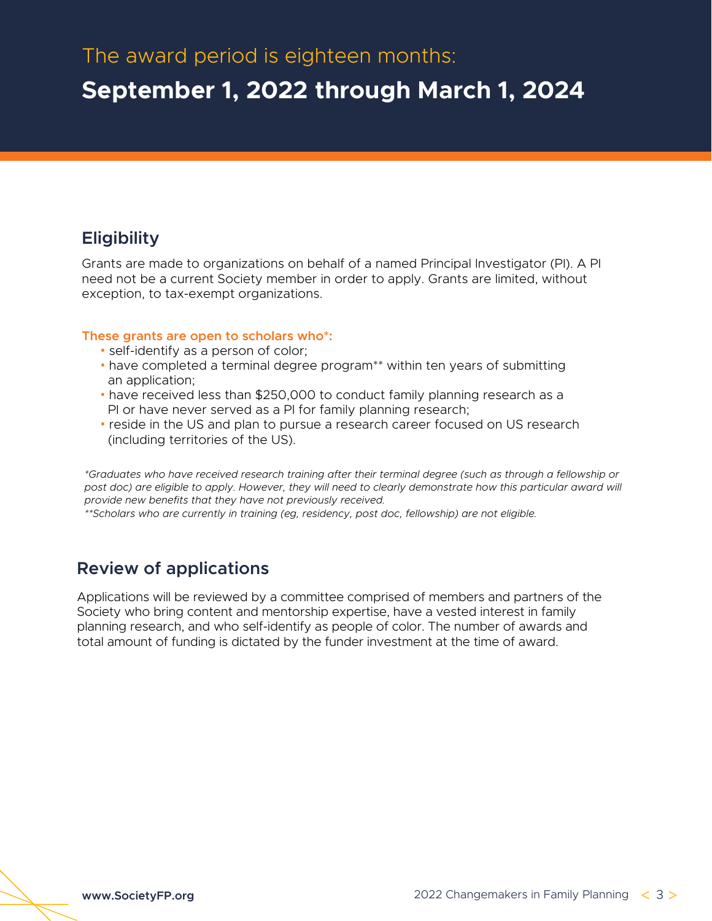The award period is eighteen months:

**September 1, 2022 through March 1, 2024**

## Eligibility

Grants are made to organizations on behalf of a named Principal Investigator (PI). A PI need not be a current Society member in order to apply. Grants are limited, without exception, to tax-exempt organizations.

**These grants are open to scholars who*:**

- self-identify as a person of color;
- have completed a terminal degree program** within ten years of submitting an application;
- have received less than $250,000 to conduct family planning research as a PI or have never served as a PI for family planning research;
- reside in the US and plan to pursue a research career focused on US research (including territories of the US).

*\*Graduates who have received research training after their terminal degree (such as through a fellowship or post doc) are eligible to apply. However, they will need to clearly demonstrate how this particular award will provide new benefits that they have not previously received.*
*\*\*Scholars who are currently in training (eg, residency, post doc, fellowship) are not eligible.*

## Review of applications

Applications will be reviewed by a committee comprised of members and partners of the Society who bring content and mentorship expertise, have a vested interest in family planning research, and who self-identify as people of color. The number of awards and total amount of funding is dictated by the funder investment at the time of award.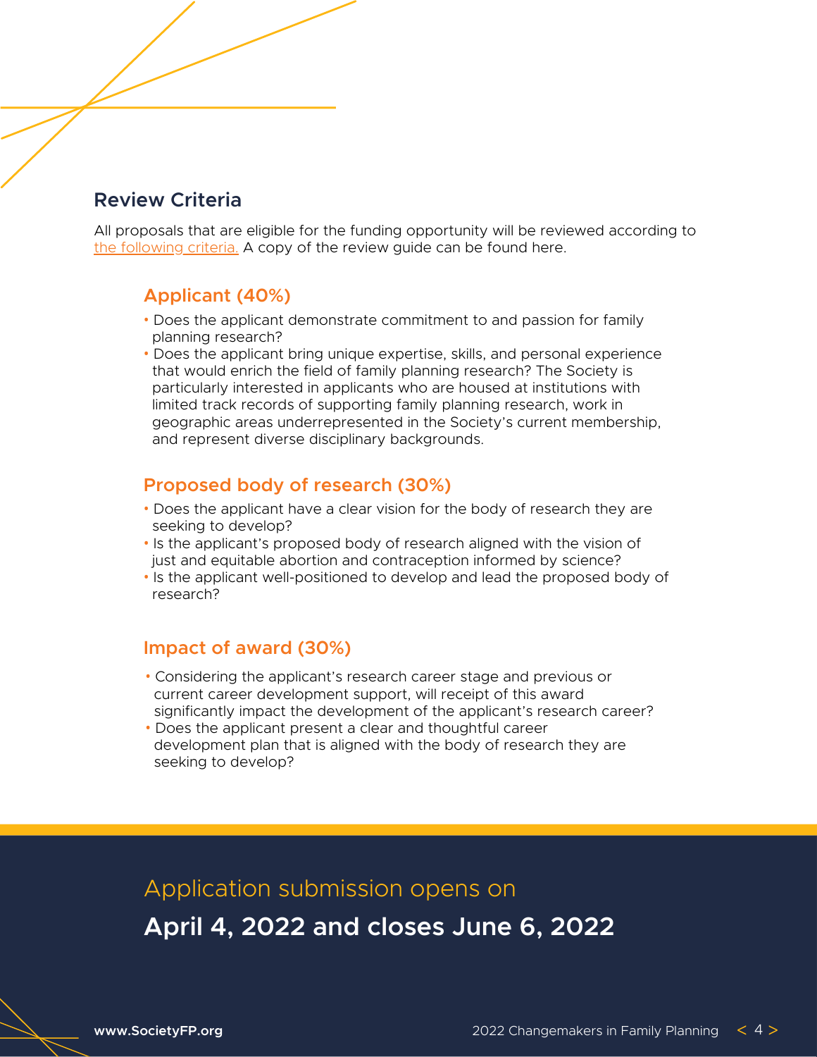## Review Criteria

All proposals that are eligible for the funding opportunity will be reviewed according to the following criteria. A copy of the review guide can be found here.

### Applicant (40%)

- Does the applicant demonstrate commitment to and passion for family planning research?
- Does the applicant bring unique expertise, skills, and personal experience that would enrich the field of family planning research? The Society is particularly interested in applicants who are housed at institutions with limited track records of supporting family planning research, work in geographic areas underrepresented in the Society's current membership, and represent diverse disciplinary backgrounds.

### Proposed body of research (30%)

- Does the applicant have a clear vision for the body of research they are seeking to develop?
- Is the applicant's proposed body of research aligned with the vision of just and equitable abortion and contraception informed by science?
- Is the applicant well-positioned to develop and lead the proposed body of research?

### Impact of award (30%)

- Considering the applicant's research career stage and previous or current career development support, will receipt of this award significantly impact the development of the applicant's research career?
- Does the applicant present a clear and thoughtful career development plan that is aligned with the body of research they are seeking to develop?

Application submission opens on

**April 4, 2022 and closes June 6, 2022**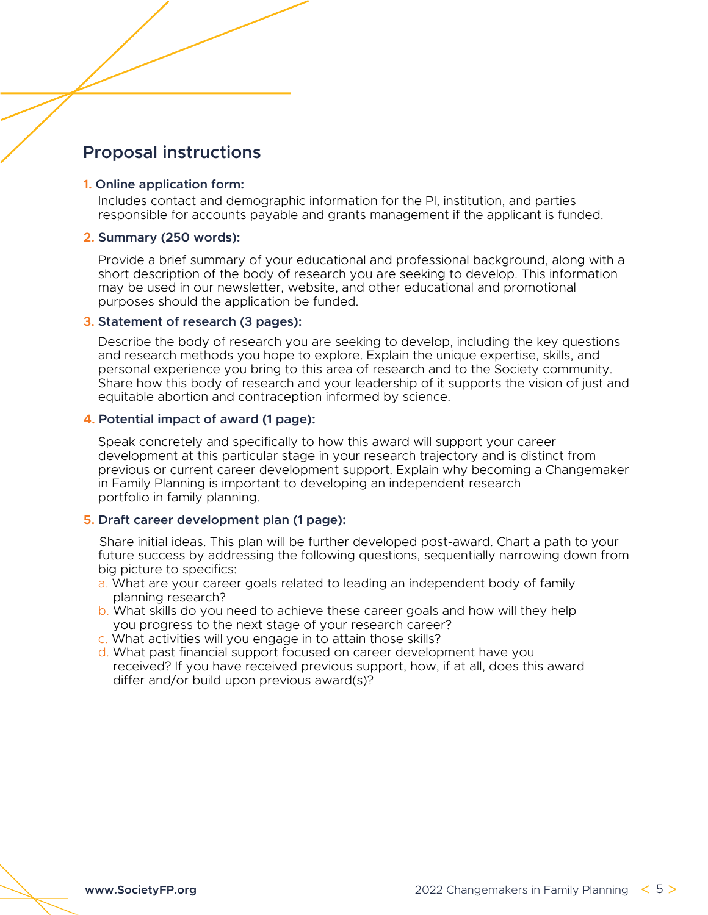## Proposal instructions

1. **Online application form:**
   Includes contact and demographic information for the PI, institution, and parties responsible for accounts payable and grants management if the applicant is funded.

2. **Summary (250 words):**

   Provide a brief summary of your educational and professional background, along with a short description of the body of research you are seeking to develop. This information may be used in our newsletter, website, and other educational and promotional purposes should the application be funded.

3. **Statement of research (3 pages):**

   Describe the body of research you are seeking to develop, including the key questions and research methods you hope to explore. Explain the unique expertise, skills, and personal experience you bring to this area of research and to the Society community. Share how this body of research and your leadership of it supports the vision of just and equitable abortion and contraception informed by science.

4. **Potential impact of award (1 page):**

   Speak concretely and specifically to how this award will support your career development at this particular stage in your research trajectory and is distinct from previous or current career development support. Explain why becoming a Changemaker in Family Planning is important to developing an independent research portfolio in family planning.

5. **Draft career development plan (1 page):**

   Share initial ideas. This plan will be further developed post-award. Chart a path to your future success by addressing the following questions, sequentially narrowing down from big picture to specifics:

   a. What are your career goals related to leading an independent body of family planning research?
   b. What skills do you need to achieve these career goals and how will they help you progress to the next stage of your research career?
   c. What activities will you engage in to attain those skills?
   d. What past financial support focused on career development have you received? If you have received previous support, how, if at all, does this award differ and/or build upon previous award(s)?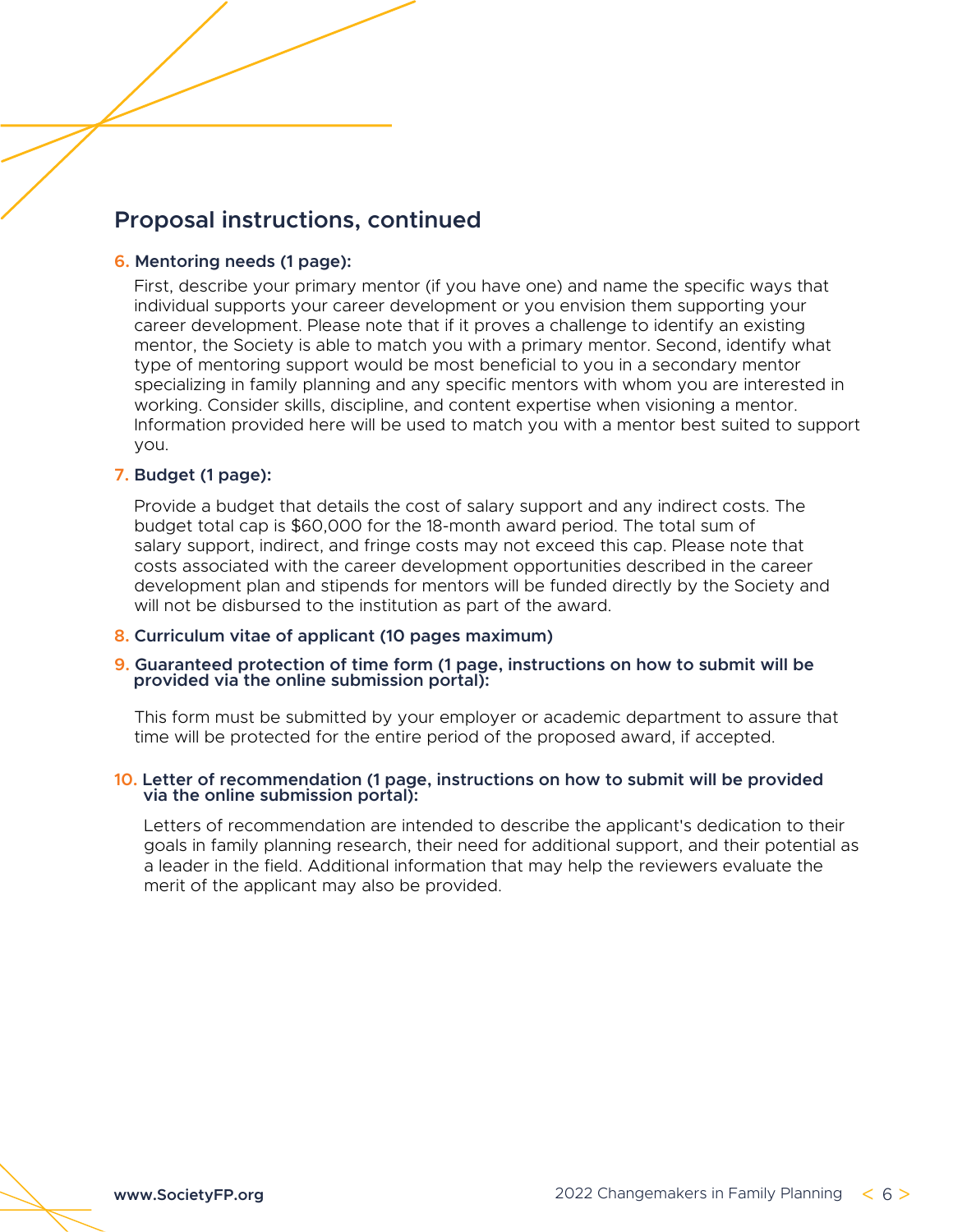## Proposal instructions, continued

6. **Mentoring needs (1 page):**

   First, describe your primary mentor (if you have one) and name the specific ways that individual supports your career development or you envision them supporting your career development. Please note that if it proves a challenge to identify an existing mentor, the Society is able to match you with a primary mentor. Second, identify what type of mentoring support would be most beneficial to you in a secondary mentor specializing in family planning and any specific mentors with whom you are interested in working. Consider skills, discipline, and content expertise when visioning a mentor. Information provided here will be used to match you with a mentor best suited to support you.

7. **Budget (1 page):**

   Provide a budget that details the cost of salary support and any indirect costs. The budget total cap is $60,000 for the 18-month award period. The total sum of salary support, indirect, and fringe costs may not exceed this cap. Please note that costs associated with the career development opportunities described in the career development plan and stipends for mentors will be funded directly by the Society and will not be disbursed to the institution as part of the award.

8. **Curriculum vitae of applicant (10 pages maximum)**

9. **Guaranteed protection of time form (1 page, instructions on how to submit will be provided via the online submission portal):**

   This form must be submitted by your employer or academic department to assure that time will be protected for the entire period of the proposed award, if accepted.

10. **Letter of recommendation (1 page, instructions on how to submit will be provided via the online submission portal):**

    Letters of recommendation are intended to describe the applicant's dedication to their goals in family planning research, their need for additional support, and their potential as a leader in the field. Additional information that may help the reviewers evaluate the merit of the applicant may also be provided.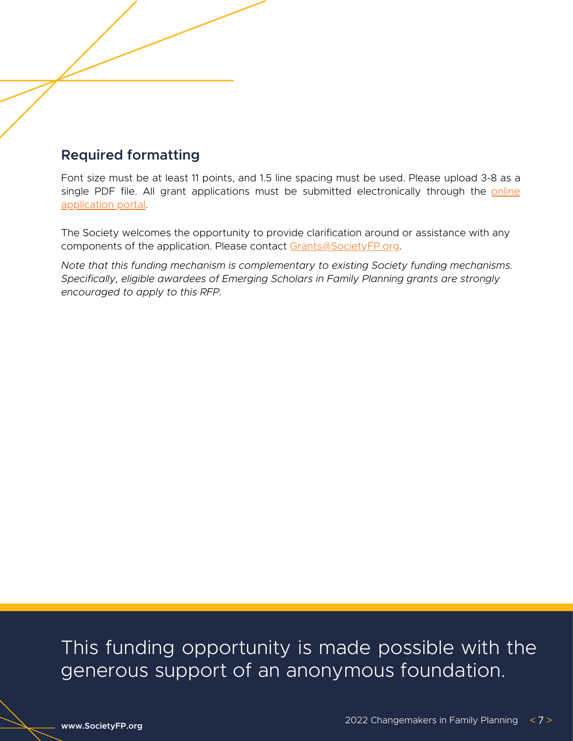## Required formatting

Font size must be at least 11 points, and 1.5 line spacing must be used. Please upload 3-8 as a single PDF file. All grant applications must be submitted electronically through the online application portal.

The Society welcomes the opportunity to provide clarification around or assistance with any components of the application. Please contact Grants@SocietyFP.org.

*Note that this funding mechanism is complementary to existing Society funding mechanisms. Specifically, eligible awardees of Emerging Scholars in Family Planning grants are strongly encouraged to apply to this RFP.*

This funding opportunity is made possible with the generous support of an anonymous foundation.